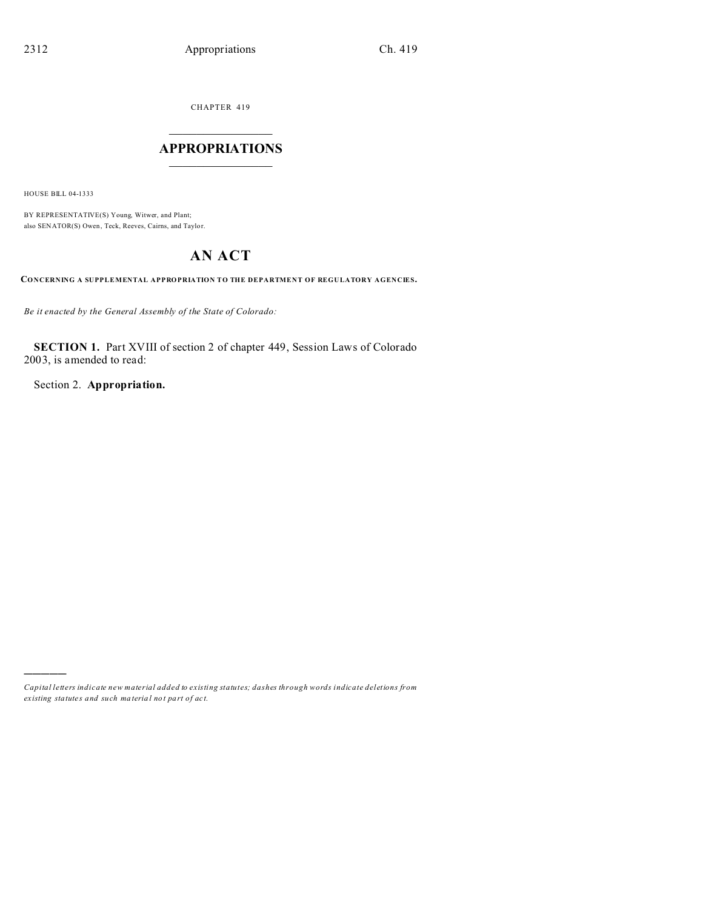CHAPTER 419

# APPROPRIATIONS

HOUSE BILL 04-1333

BY REPRESENTATIVE(S) Young, Witwer, and Plant;
also SENATOR(S) Owen, Teck, Reeves, Cairns, and Taylor.

# AN ACT

**CONCERNING A SUPPLEMENTAL APPROPRIATION TO THE DEPARTMENT OF REGULATORY AGENCIES.**

*Be it enacted by the General Assembly of the State of Colorado:*

**SECTION 1.** Part XVIII of section 2 of chapter 449, Session Laws of Colorado 2003, is amended to read:

Section 2. **Appropriation.**

---

*Capital letters indicate new material added to existing statutes; dashes through words indicate deletions from existing statutes and such material not part of act.*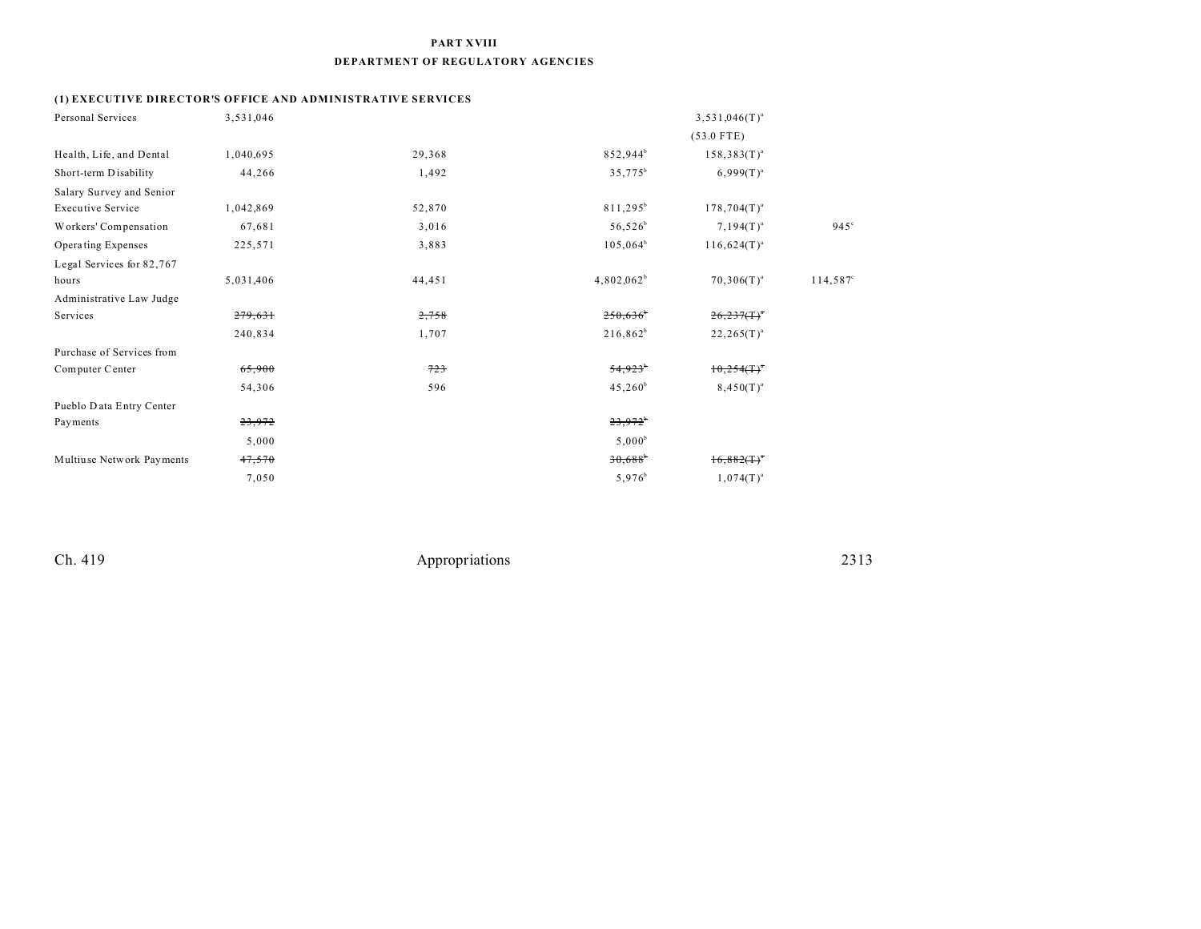# PART XVIII

## DEPARTMENT OF REGULATORY AGENCIES

### (1) EXECUTIVE DIRECTOR'S OFFICE AND ADMINISTRATIVE SERVICES

| | | | | | |
|---|---|---|---|---|---|
| Personal Services | 3,531,046 | | | 3,531,046(T)[a] | |
| | | | | (53.0 FTE) | |
| Health, Life, and Dental | 1,040,695 | 29,368 | 852,944[b] | 158,383(T)[a] | |
| Short-term Disability | 44,266 | 1,492 | 35,775[b] | 6,999(T)[a] | |
| Salary Survey and Senior Executive Service | 1,042,869 | 52,870 | 811,295[b] | 178,704(T)[a] | |
| Workers' Compensation | 67,681 | 3,016 | 56,526[b] | 7,194(T)[a] | 945[c] |
| Operating Expenses | 225,571 | 3,883 | 105,064[b] | 116,624(T)[a] | |
| Legal Services for 82,767 hours | 5,031,406 | 44,451 | 4,802,062[b] | 70,306(T)[a] | 114,587[c] |
| Administrative Law Judge Services | ~~279,631~~ | ~~2,758~~ | ~~250,636~~[b] | ~~26,237(T)~~[a] | |
| | 240,834 | 1,707 | 216,862[b] | 22,265(T)[a] | |
| Purchase of Services from Computer Center | ~~65,900~~ | ~~723~~ | ~~54,923~~[b] | ~~10,254(T)~~[a] | |
| | 54,306 | 596 | 45,260[b] | 8,450(T)[a] | |
| Pueblo Data Entry Center Payments | ~~23,972~~ | | ~~23,972~~[b] | | |
| | 5,000 | | 5,000[b] | | |
| Multiuse Network Payments | ~~47,570~~ | | ~~30,688~~[b] | ~~16,882(T)~~[a] | |
| | 7,050 | | 5,976[b] | 1,074(T)[a] | |

Ch. 419 Appropriations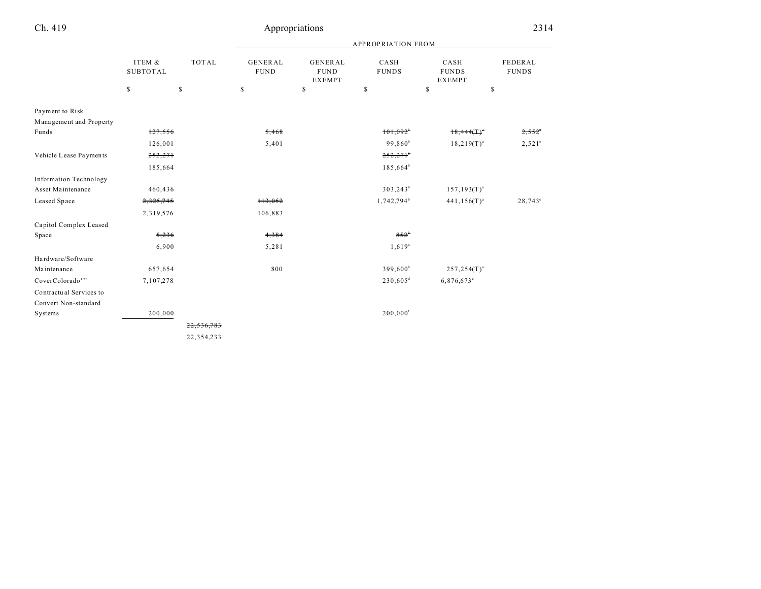| | ITEM & SUBTOTAL | TOTAL | APPROPRIATION FROM | | | | |
|---|---|---|---|---|---|---|---|
| | | | GENERAL FUND | GENERAL FUND EXEMPT | CASH FUNDS | CASH FUNDS EXEMPT | FEDERAL FUNDS |
| | $ | $ | $ | $ | $ | $ | $ |
| Payment to Risk Management and Property Funds | ~~127,556~~ | | ~~5,468~~ | | ~~101,092[b]~~ | ~~18,444(T)[a]~~ | ~~2,552[c]~~ |
| | 126,001 | | 5,401 | | 99,860[b] | 18,219(T)[a] | 2,521[c] |
| Vehicle Lease Payments | ~~252,271~~ | | | | ~~252,271[b]~~ | | |
| | 185,664 | | | | 185,664[b] | | |
| Information Technology Asset Maintenance | 460,436 | | | | 303,243[b] | 157,193(T)[a] | |
| Leased Space | ~~2,325,745~~ | | ~~113,052~~ | | 1,742,794[b] | 441,156(T)[a] | 28,743[c] |
| | 2,319,576 | | 106,883 | | | | |
| Capitol Complex Leased Space | ~~5,236~~ | | ~~4,384~~ | | ~~852[b]~~ | | |
| | 6,900 | | 5,281 | | 1,619[b] | | |
| Hardware/Software Maintenance | 657,654 | | 800 | | 399,600[b] | 257,254(T)[a] | |
| CoverColorado[175] | 7,107,278 | | | | 230,605[d] | 6,876,673[e] | |
| Contractual Services to Convert Non-standard Systems | 200,000 | | | | 200,000[f] | | |
| | | ~~22,536,783~~ | | | | | |
| | | 22,354,233 | | | | | |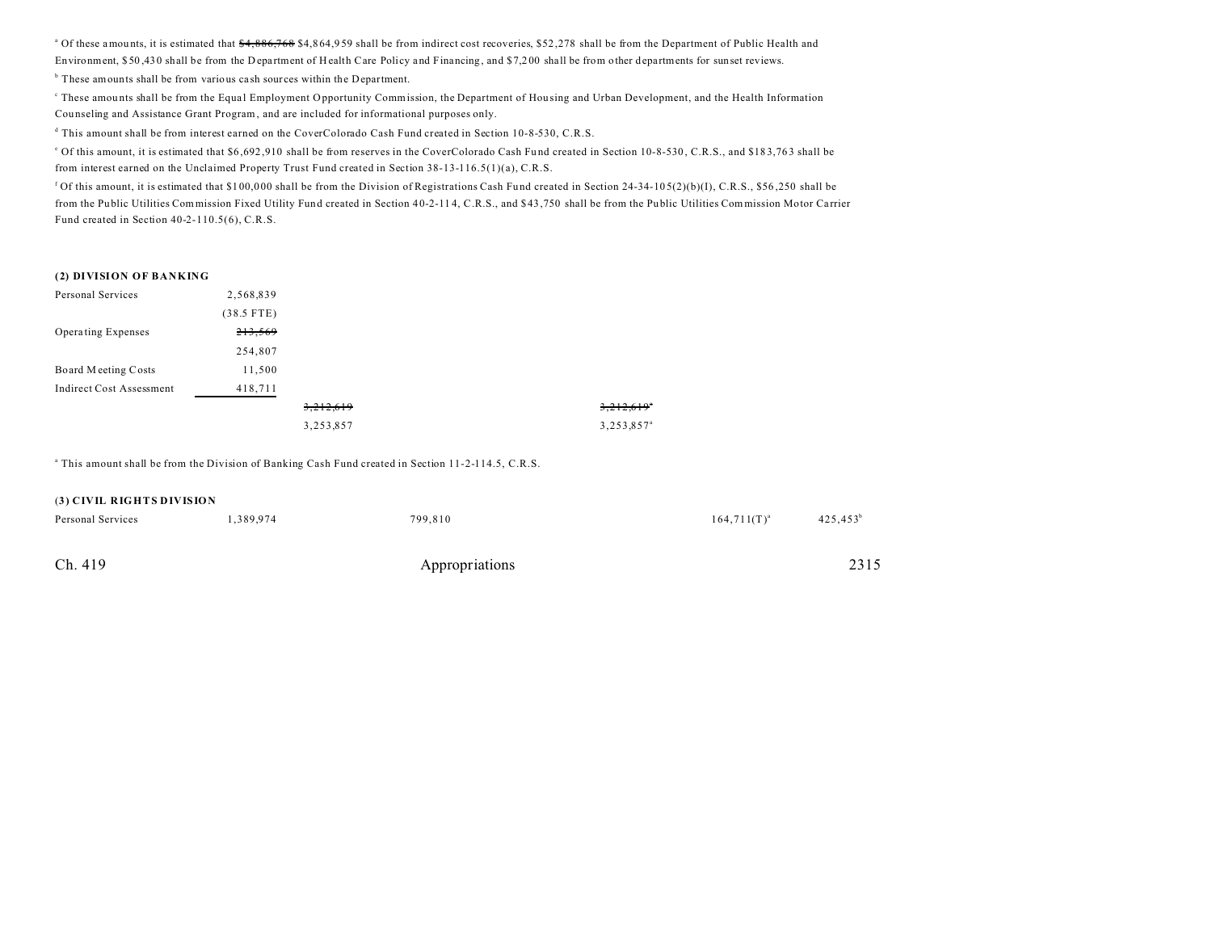[a] Of these amounts, it is estimated that ~~$4,886,768~~ $4,864,959 shall be from indirect cost recoveries, $52,278 shall be from the Department of Public Health and Environment, $50,430 shall be from the Department of Health Care Policy and Financing, and $7,200 shall be from other departments for sunset reviews.

[b] These amounts shall be from various cash sources within the Department.

[c] These amounts shall be from the Equal Employment Opportunity Commission, the Department of Housing and Urban Development, and the Health Information Counseling and Assistance Grant Program, and are included for informational purposes only.

[d] This amount shall be from interest earned on the CoverColorado Cash Fund created in Section 10-8-530, C.R.S.

[e] Of this amount, it is estimated that $6,692,910 shall be from reserves in the CoverColorado Cash Fund created in Section 10-8-530, C.R.S., and $183,763 shall be from interest earned on the Unclaimed Property Trust Fund created in Section 38-13-116.5(1)(a), C.R.S.

[f] Of this amount, it is estimated that $100,000 shall be from the Division of Registrations Cash Fund created in Section 24-34-105(2)(b)(I), C.R.S., $56,250 shall be from the Public Utilities Commission Fixed Utility Fund created in Section 40-2-114, C.R.S., and $43,750 shall be from the Public Utilities Commission Motor Carrier Fund created in Section 40-2-110.5(6), C.R.S.

**(2) DIVISION OF BANKING**

| | | | | | | |
|---|---|---|---|---|---|---|
| Personal Services | 2,568,839 | | | | | |
| | (38.5 FTE) | | | | | |
| Operating Expenses | ~~213,569~~ | | | | | |
| | 254,807 | | | | | |
| Board Meeting Costs | 11,500 | | | | | |
| Indirect Cost Assessment | 418,711 | | | | | |
| | | ~~3,212,619~~ | | ~~3,212,619~~[a] | | |
| | | 3,253,857 | | 3,253,857[a] | | |

[a] This amount shall be from the Division of Banking Cash Fund created in Section 11-2-114.5, C.R.S.

**(3) CIVIL RIGHTS DIVISION**

| | | | | | | |
|---|---|---|---|---|---|---|
| Personal Services | 1,389,974 | | 799,810 | | 164,711(T)[a] | 425,453[b] |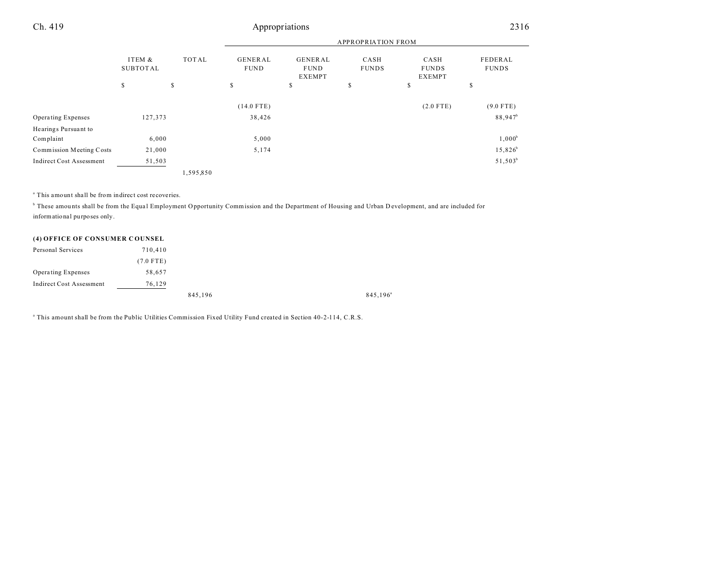| | ITEM & SUBTOTAL | TOTAL | GENERAL FUND | GENERAL FUND EXEMPT | CASH FUNDS | CASH FUNDS EXEMPT | FEDERAL FUNDS |
|---|---|---|---|---|---|---|---|
| | | | APPROPRIATION FROM | | | | |
| | $ | $ | $ | $ | $ | $ | $ |
| | | | (14.0 FTE) | | | (2.0 FTE) | (9.0 FTE) |
| Operating Expenses | 127,373 | | 38,426 | | | | 88,947[b] |
| Hearings Pursuant to Complaint | 6,000 | | 5,000 | | | | 1,000[b] |
| Commission Meeting Costs | 21,000 | | 5,174 | | | | 15,826[b] |
| Indirect Cost Assessment | 51,503 | | | | | | 51,503[b] |
| | | 1,595,850 | | | | | |

[a] This amount shall be from indirect cost recoveries.

[b] These amounts shall be from the Equal Employment Opportunity Commission and the Department of Housing and Urban Development, and are included for informational purposes only.

**(4) OFFICE OF CONSUMER COUNSEL**

| | ITEM & SUBTOTAL | TOTAL | GENERAL FUND | GENERAL FUND EXEMPT | CASH FUNDS | CASH FUNDS EXEMPT | FEDERAL FUNDS |
|---|---|---|---|---|---|---|---|
| Personal Services | 710,410 | | | | | | |
| | (7.0 FTE) | | | | | | |
| Operating Expenses | 58,657 | | | | | | |
| Indirect Cost Assessment | 76,129 | | | | | | |
| | | 845,196 | | | 845,196[a] | | |

[a] This amount shall be from the Public Utilities Commission Fixed Utility Fund created in Section 40-2-114, C.R.S.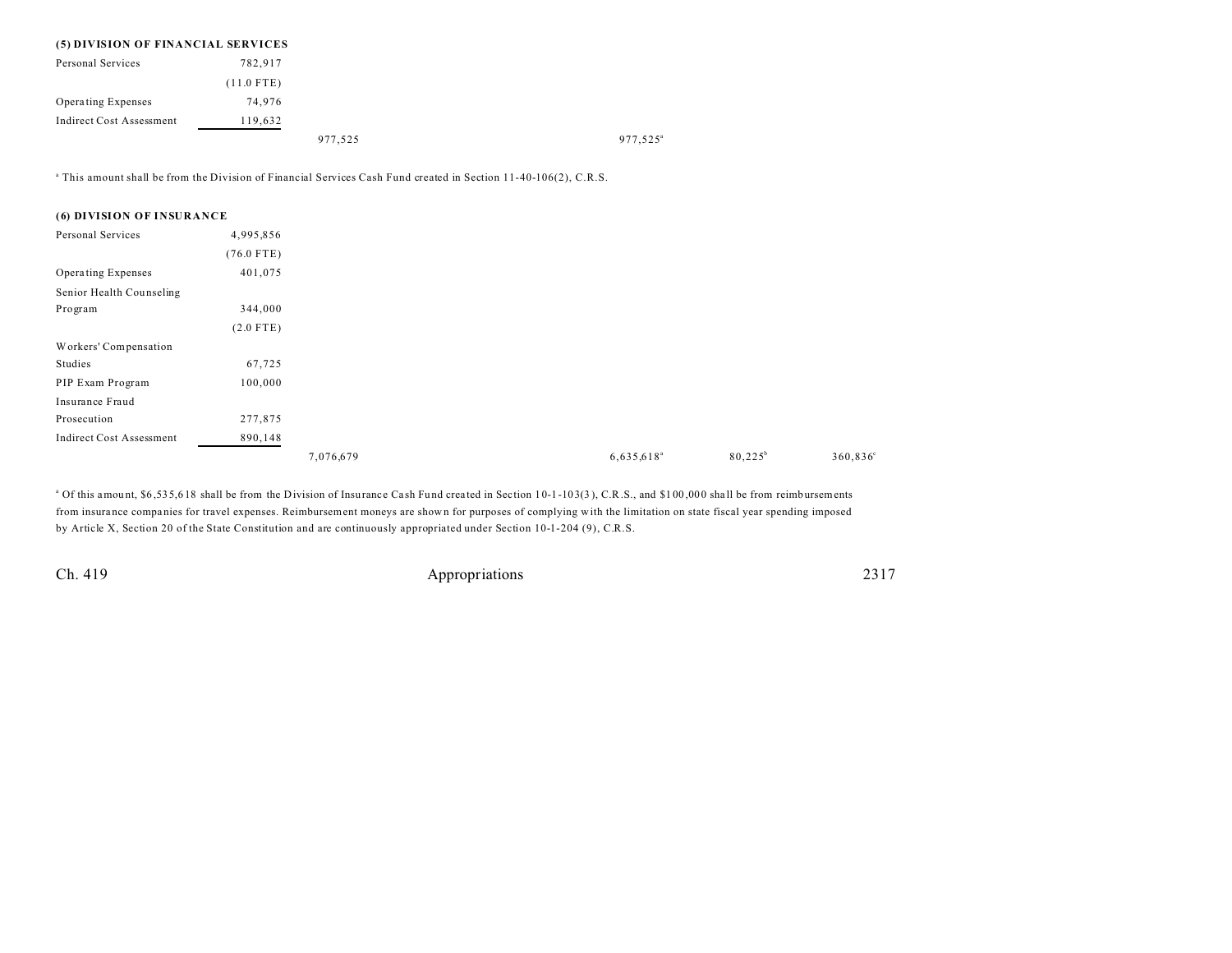**(5) DIVISION OF FINANCIAL SERVICES**

| | | | | | | |
|---|---|---|---|---|---|---|
| Personal Services | 782,917 | | | | | |
| | (11.0 FTE) | | | | | |
| Operating Expenses | 74,976 | | | | | |
| Indirect Cost Assessment | 119,632 | | | | | |
| | | 977,525 | | 977,525[a] | | |

[a] This amount shall be from the Division of Financial Services Cash Fund created in Section 11-40-106(2), C.R.S.

**(6) DIVISION OF INSURANCE**

| | | | | | | |
|---|---|---|---|---|---|---|
| Personal Services | 4,995,856 | | | | | |
| | (76.0 FTE) | | | | | |
| Operating Expenses | 401,075 | | | | | |
| Senior Health Counseling Program | 344,000 | | | | | |
| | (2.0 FTE) | | | | | |
| Workers' Compensation Studies | 67,725 | | | | | |
| PIP Exam Program | 100,000 | | | | | |
| Insurance Fraud Prosecution | 277,875 | | | | | |
| Indirect Cost Assessment | 890,148 | | | | | |
| | | 7,076,679 | | 6,635,618[a] | 80,225[b] | 360,836[c] |

[a] Of this amount, $6,535,618 shall be from the Division of Insurance Cash Fund created in Section 10-1-103(3), C.R.S., and $100,000 shall be from reimbursements from insurance companies for travel expenses. Reimbursement moneys are shown for purposes of complying with the limitation on state fiscal year spending imposed by Article X, Section 20 of the State Constitution and are continuously appropriated under Section 10-1-204 (9), C.R.S.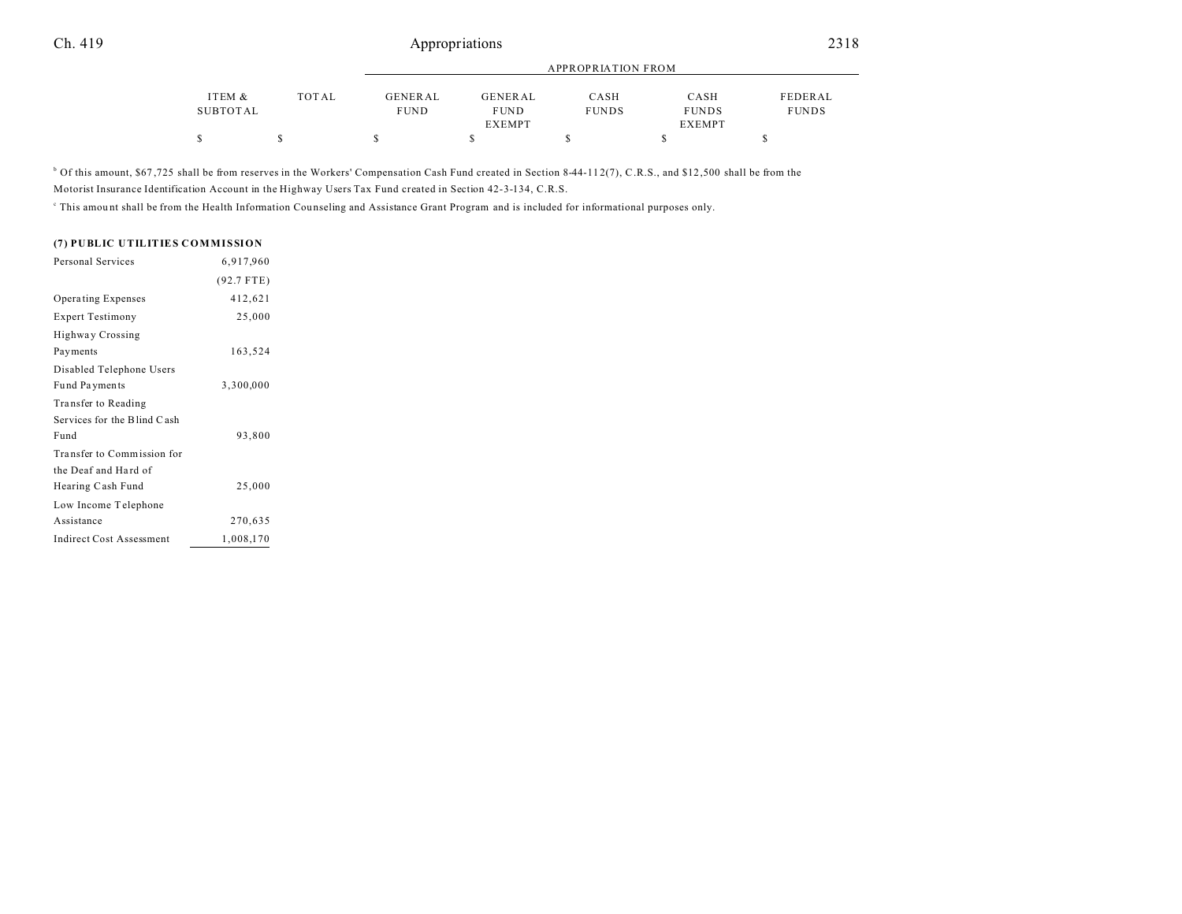| | ITEM & SUBTOTAL | TOTAL | APPROPRIATION FROM GENERAL FUND | GENERAL FUND EXEMPT | CASH FUNDS | CASH FUNDS EXEMPT | FEDERAL FUNDS |
|---|---|---|---|---|---|---|---|
| | $ | $ | $ | $ | $ | $ | $ |

[b] Of this amount, $67,725 shall be from reserves in the Workers' Compensation Cash Fund created in Section 8-44-112(7), C.R.S., and $12,500 shall be from the Motorist Insurance Identification Account in the Highway Users Tax Fund created in Section 42-3-134, C.R.S.

[c] This amount shall be from the Health Information Counseling and Assistance Grant Program and is included for informational purposes only.

**(7) PUBLIC UTILITIES COMMISSION**

| | ITEM & SUBTOTAL | TOTAL | GENERAL FUND | GENERAL FUND EXEMPT | CASH FUNDS | CASH FUNDS EXEMPT | FEDERAL FUNDS |
|---|---|---|---|---|---|---|---|
| Personal Services | 6,917,960 | | | | | | |
| | (92.7 FTE) | | | | | | |
| Operating Expenses | 412,621 | | | | | | |
| Expert Testimony | 25,000 | | | | | | |
| Highway Crossing Payments | 163,524 | | | | | | |
| Disabled Telephone Users Fund Payments | 3,300,000 | | | | | | |
| Transfer to Reading Services for the Blind Cash Fund | 93,800 | | | | | | |
| Transfer to Commission for the Deaf and Hard of Hearing Cash Fund | 25,000 | | | | | | |
| Low Income Telephone Assistance | 270,635 | | | | | | |
| Indirect Cost Assessment | 1,008,170 | | | | | | |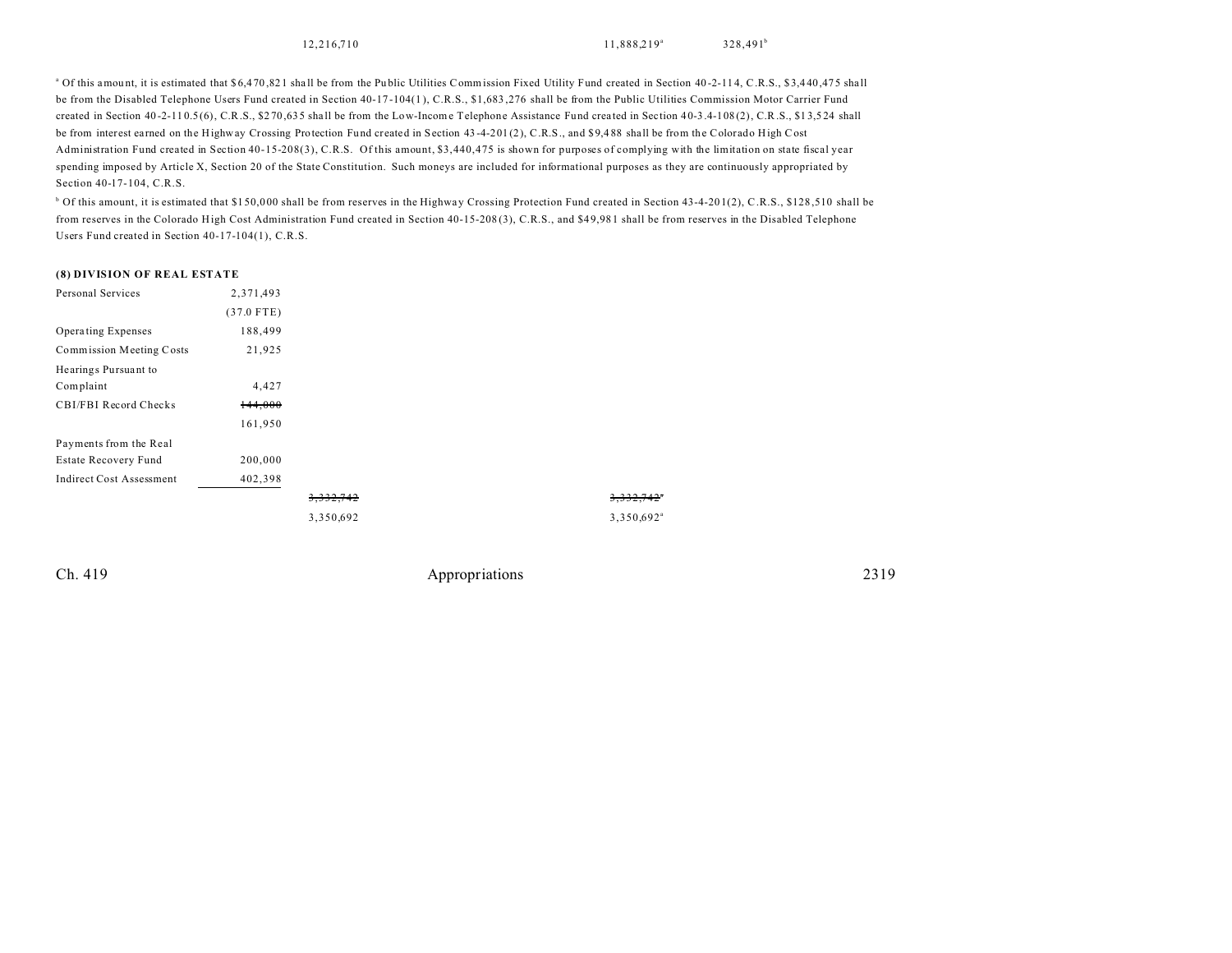| | | | | |
|---|---|---|---|---|
| | 12,216,710 | | 11,888,219[a] | 328,491[b] |

[a] Of this amount, it is estimated that $6,470,821 shall be from the Public Utilities Commission Fixed Utility Fund created in Section 40-2-114, C.R.S., $3,440,475 shall be from the Disabled Telephone Users Fund created in Section 40-17-104(1), C.R.S., $1,683,276 shall be from the Public Utilities Commission Motor Carrier Fund created in Section 40-2-110.5(6), C.R.S., $270,635 shall be from the Low-Income Telephone Assistance Fund created in Section 40-3.4-108(2), C.R.S., $13,524 shall be from interest earned on the Highway Crossing Protection Fund created in Section 43-4-201(2), C.R.S., and $9,488 shall be from the Colorado High Cost Administration Fund created in Section 40-15-208(3), C.R.S. Of this amount, $3,440,475 is shown for purposes of complying with the limitation on state fiscal year spending imposed by Article X, Section 20 of the State Constitution. Such moneys are included for informational purposes as they are continuously appropriated by Section 40-17-104, C.R.S.

[b] Of this amount, it is estimated that $150,000 shall be from reserves in the Highway Crossing Protection Fund created in Section 43-4-201(2), C.R.S., $128,510 shall be from reserves in the Colorado High Cost Administration Fund created in Section 40-15-208(3), C.R.S., and $49,981 shall be from reserves in the Disabled Telephone Users Fund created in Section 40-17-104(1), C.R.S.

**(8) DIVISION OF REAL ESTATE**

| | | | |
|---|---|---|---|
| Personal Services | 2,371,493 | | |
| | (37.0 FTE) | | |
| Operating Expenses | 188,499 | | |
| Commission Meeting Costs | 21,925 | | |
| Hearings Pursuant to Complaint | 4,427 | | |
| CBI/FBI Record Checks | ~~144,000~~ | | |
| | 161,950 | | |
| Payments from the Real Estate Recovery Fund | 200,000 | | |
| Indirect Cost Assessment | 402,398 | | |
| | | ~~3,332,742~~ | ~~3,332,742~~[a] |
| | | 3,350,692 | 3,350,692[a] |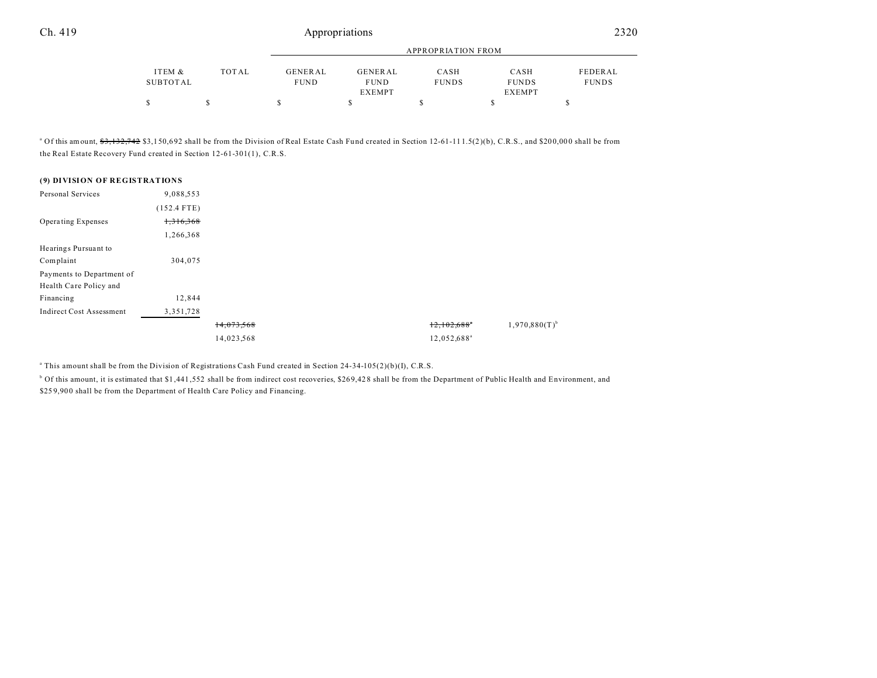| | ITEM & SUBTOTAL | TOTAL | APPROPRIATION FROM GENERAL FUND | GENERAL FUND EXEMPT | CASH FUNDS | CASH FUNDS EXEMPT | FEDERAL FUNDS |
|---|---|---|---|---|---|---|---|
| | $ | $ | $ | $ | $ | $ | $ |

[a] Of this amount, ~~$3,132,742~~ $3,150,692 shall be from the Division of Real Estate Cash Fund created in Section 12-61-111.5(2)(b), C.R.S., and $200,000 shall be from the Real Estate Recovery Fund created in Section 12-61-301(1), C.R.S.

**(9) DIVISION OF REGISTRATIONS**

| | ITEM & SUBTOTAL | TOTAL | GENERAL FUND | GENERAL FUND EXEMPT | CASH FUNDS | CASH FUNDS EXEMPT | FEDERAL FUNDS |
|---|---|---|---|---|---|---|---|
| Personal Services | 9,088,553 | | | | | | |
| | (152.4 FTE) | | | | | | |
| Operating Expenses | ~~1,316,368~~ | | | | | | |
| | 1,266,368 | | | | | | |
| Hearings Pursuant to Complaint | 304,075 | | | | | | |
| Payments to Department of Health Care Policy and Financing | 12,844 | | | | | | |
| Indirect Cost Assessment | 3,351,728 | | | | | | |
| | | ~~14,073,568~~ | | | ~~12,102,688~~[a] | 1,970,880(T)[b] | |
| | | 14,023,568 | | | 12,052,688[a] | | |

[a] This amount shall be from the Division of Registrations Cash Fund created in Section 24-34-105(2)(b)(I), C.R.S.

[b] Of this amount, it is estimated that $1,441,552 shall be from indirect cost recoveries, $269,428 shall be from the Department of Public Health and Environment, and $259,900 shall be from the Department of Health Care Policy and Financing.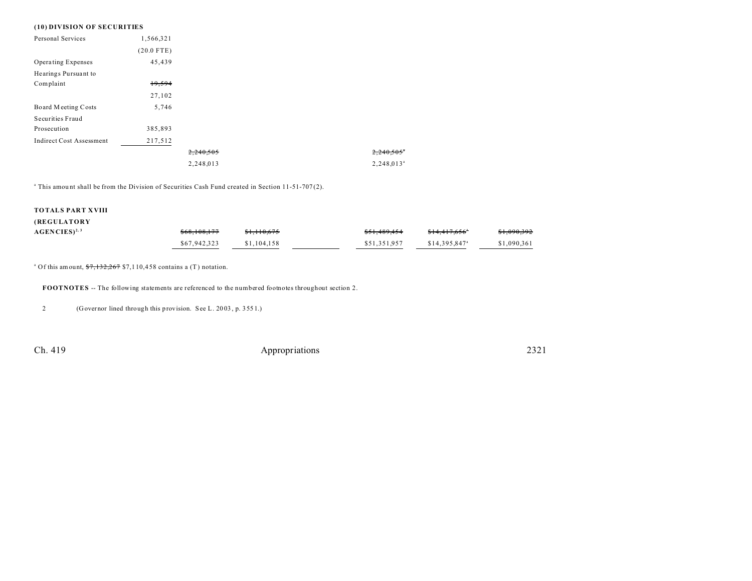**(10) DIVISION OF SECURITIES**

| | | | | | | | |
|---|---|---|---|---|---|---|---|
| Personal Services | 1,566,321 | | | | | | |
| | (20.0 FTE) | | | | | | |
| Operating Expenses | 45,439 | | | | | | |
| Hearings Pursuant to Complaint | ~~19,594~~ 27,102 | | | | | | |
| Board Meeting Costs | 5,746 | | | | | | |
| Securities Fraud Prosecution | 385,893 | | | | | | |
| Indirect Cost Assessment | 217,512 | | | | | | |
| | | ~~2,240,505~~ | | | | ~~2,240,505~~[a] | |
| | | 2,248,013 | | | | 2,248,013[a] | |

[a] This amount shall be from the Division of Securities Cash Fund created in Section 11-51-707(2).

| | | | | | | |
|---|---|---|---|---|---|---|
| **TOTALS PART XVIII (REGULATORY AGENCIES)**[2, 3] | ~~$68,108,177~~ | ~~$1,110,675~~ | | ~~$51,489,454~~ | ~~$14,417,656~~[a] | ~~$1,090,392~~ |
| | $67,942,323 | $1,104,158 | | $51,351,957 | $14,395,847[a] | $1,090,361 |

[a] Of this amount, ~~$7,132,267~~ $7,110,458 contains a (T) notation.

**FOOTNOTES** -- The following statements are referenced to the numbered footnotes throughout section 2.

2 (Governor lined through this provision. See L. 2003, p. 3551.)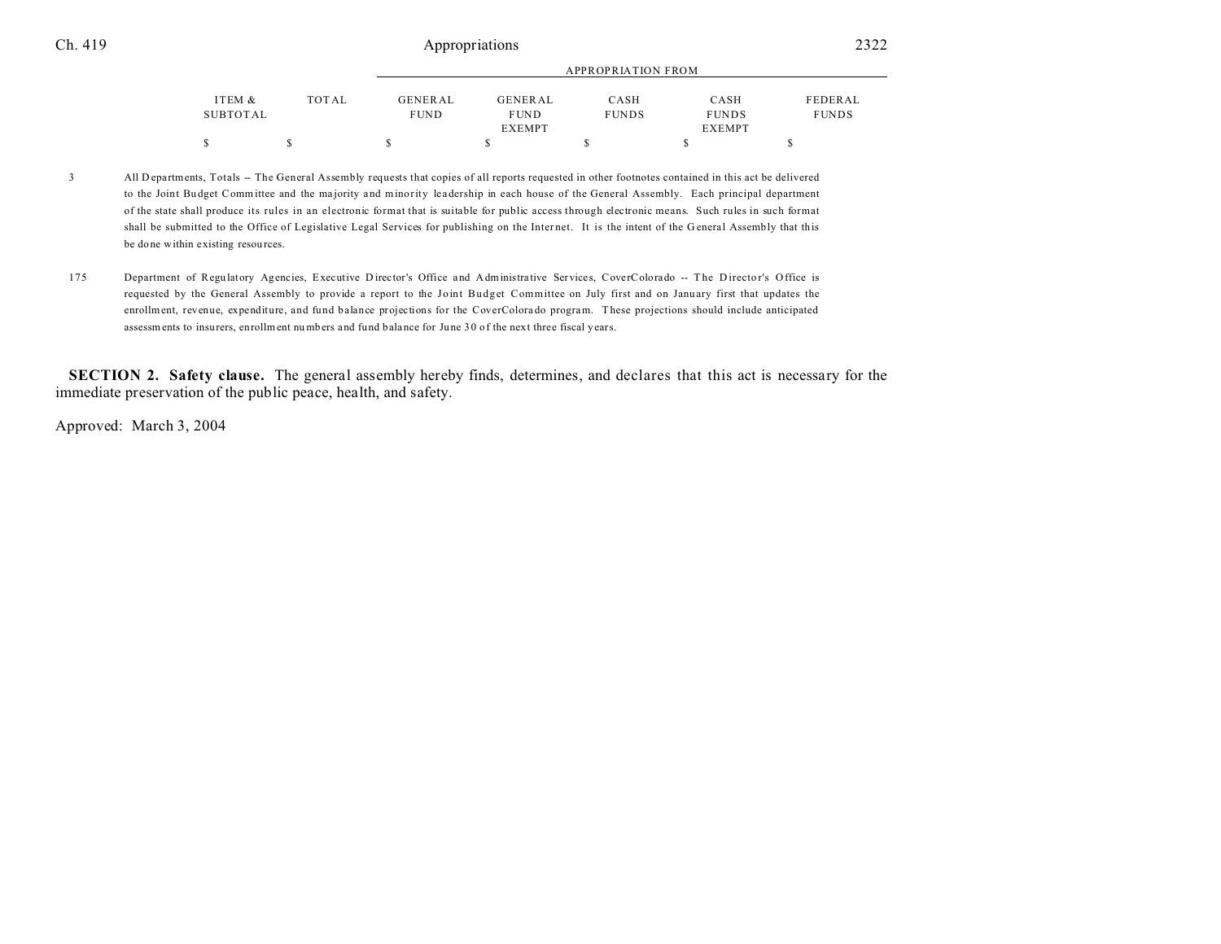| ITEM & SUBTOTAL | TOTAL | APPROPRIATION FROM GENERAL FUND | GENERAL FUND EXEMPT | CASH FUNDS | CASH FUNDS EXEMPT | FEDERAL FUNDS |
|---|---|---|---|---|---|---|
| $ | $ | $ | $ | $ | $ | $ |

3 All Departments, Totals -- The General Assembly requests that copies of all reports requested in other footnotes contained in this act be delivered to the Joint Budget Committee and the majority and minority leadership in each house of the General Assembly. Each principal department of the state shall produce its rules in an electronic format that is suitable for public access through electronic means. Such rules in such format shall be submitted to the Office of Legislative Legal Services for publishing on the Internet. It is the intent of the General Assembly that this be done within existing resources.

175 Department of Regulatory Agencies, Executive Director's Office and Administrative Services, CoverColorado -- The Director's Office is requested by the General Assembly to provide a report to the Joint Budget Committee on July first and on January first that updates the enrollment, revenue, expenditure, and fund balance projections for the CoverColorado program. These projections should include anticipated assessments to insurers, enrollment numbers and fund balance for June 30 of the next three fiscal years.

**SECTION 2. Safety clause.** The general assembly hereby finds, determines, and declares that this act is necessary for the immediate preservation of the public peace, health, and safety.

Approved: March 3, 2004